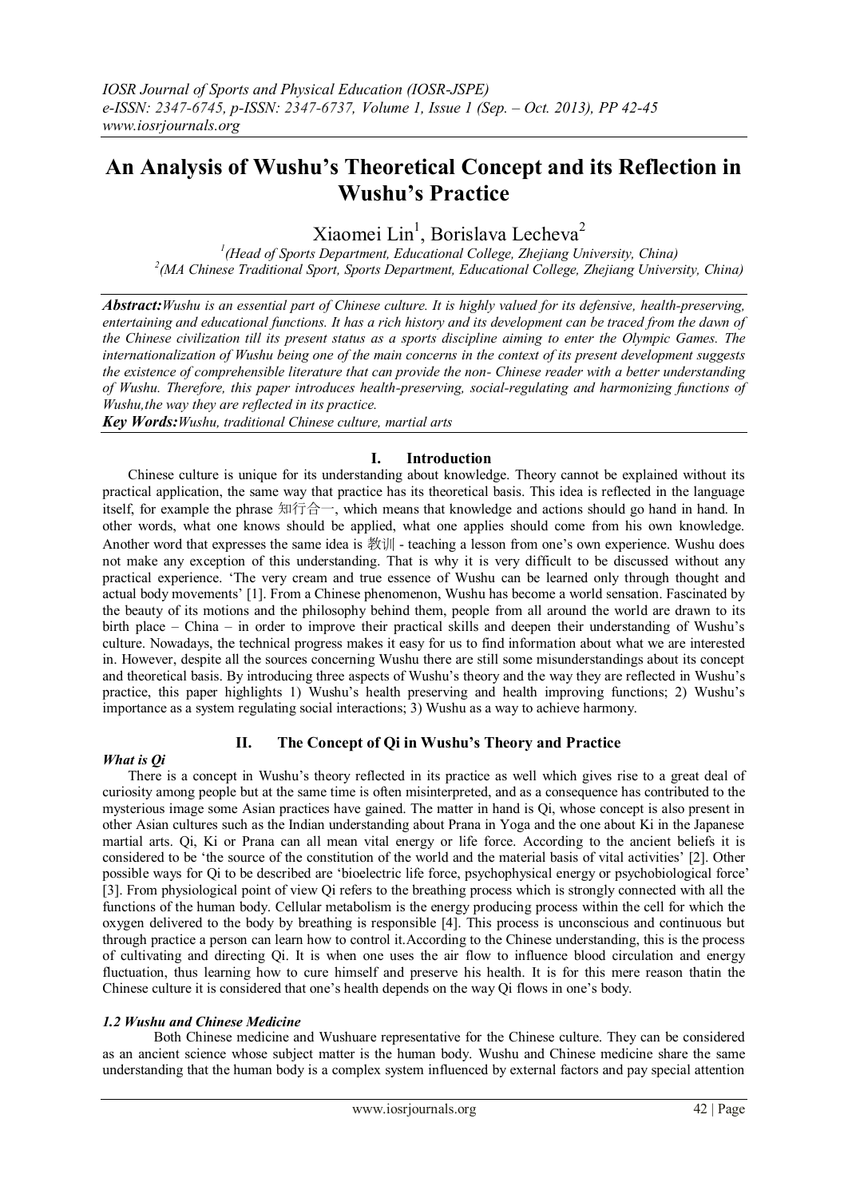# An Analysis of Wushu's Theoretical Concept and its Reflection in Wushu's Practice

Xiaomei Lin[1], Borislava Lecheva[2]

[1](Head of Sports Department, Educational College, Zhejiang University, China)
[2](MA Chinese Traditional Sport, Sports Department, Educational College, Zhejiang University, China)

***Abstract:*** *Wushu is an essential part of Chinese culture. It is highly valued for its defensive, health-preserving, entertaining and educational functions. It has a rich history and its development can be traced from the dawn of the Chinese civilization till its present status as a sports discipline aiming to enter the Olympic Games. The internationalization of Wushu being one of the main concerns in the context of its present development suggests the existence of comprehensible literature that can provide the non- Chinese reader with a better understanding of Wushu. Therefore, this paper introduces health-preserving, social-regulating and harmonizing functions of Wushu,the way they are reflected in its practice.*

***Key Words:*** *Wushu, traditional Chinese culture, martial arts*

## I. Introduction

Chinese culture is unique for its understanding about knowledge. Theory cannot be explained without its practical application, the same way that practice has its theoretical basis. This idea is reflected in the language itself, for example the phrase 知行合一, which means that knowledge and actions should go hand in hand. In other words, what one knows should be applied, what one applies should come from his own knowledge. Another word that expresses the same idea is 教训 - teaching a lesson from one's own experience. Wushu does not make any exception of this understanding. That is why it is very difficult to be discussed without any practical experience. 'The very cream and true essence of Wushu can be learned only through thought and actual body movements' [1]. From a Chinese phenomenon, Wushu has become a world sensation. Fascinated by the beauty of its motions and the philosophy behind them, people from all around the world are drawn to its birth place – China – in order to improve their practical skills and deepen their understanding of Wushu's culture. Nowadays, the technical progress makes it easy for us to find information about what we are interested in. However, despite all the sources concerning Wushu there are still some misunderstandings about its concept and theoretical basis. By introducing three aspects of Wushu's theory and the way they are reflected in Wushu's practice, this paper highlights 1) Wushu's health preserving and health improving functions; 2) Wushu's importance as a system regulating social interactions; 3) Wushu as a way to achieve harmony.

## II. The Concept of Qi in Wushu's Theory and Practice

### *What is Qi*

There is a concept in Wushu's theory reflected in its practice as well which gives rise to a great deal of curiosity among people but at the same time is often misinterpreted, and as a consequence has contributed to the mysterious image some Asian practices have gained. The matter in hand is Qi, whose concept is also present in other Asian cultures such as the Indian understanding about Prana in Yoga and the one about Ki in the Japanese martial arts. Qi, Ki or Prana can all mean vital energy or life force. According to the ancient beliefs it is considered to be 'the source of the constitution of the world and the material basis of vital activities' [2]. Other possible ways for Qi to be described are 'bioelectric life force, psychophysical energy or psychobiological force' [3]. From physiological point of view Qi refers to the breathing process which is strongly connected with all the functions of the human body. Cellular metabolism is the energy producing process within the cell for which the oxygen delivered to the body by breathing is responsible [4]. This process is unconscious and continuous but through practice a person can learn how to control it.According to the Chinese understanding, this is the process of cultivating and directing Qi. It is when one uses the air flow to influence blood circulation and energy fluctuation, thus learning how to cure himself and preserve his health. It is for this mere reason thatin the Chinese culture it is considered that one's health depends on the way Qi flows in one's body.

### *1.2 Wushu and Chinese Medicine*

Both Chinese medicine and Wushuare representative for the Chinese culture. They can be considered as an ancient science whose subject matter is the human body. Wushu and Chinese medicine share the same understanding that the human body is a complex system influenced by external factors and pay special attention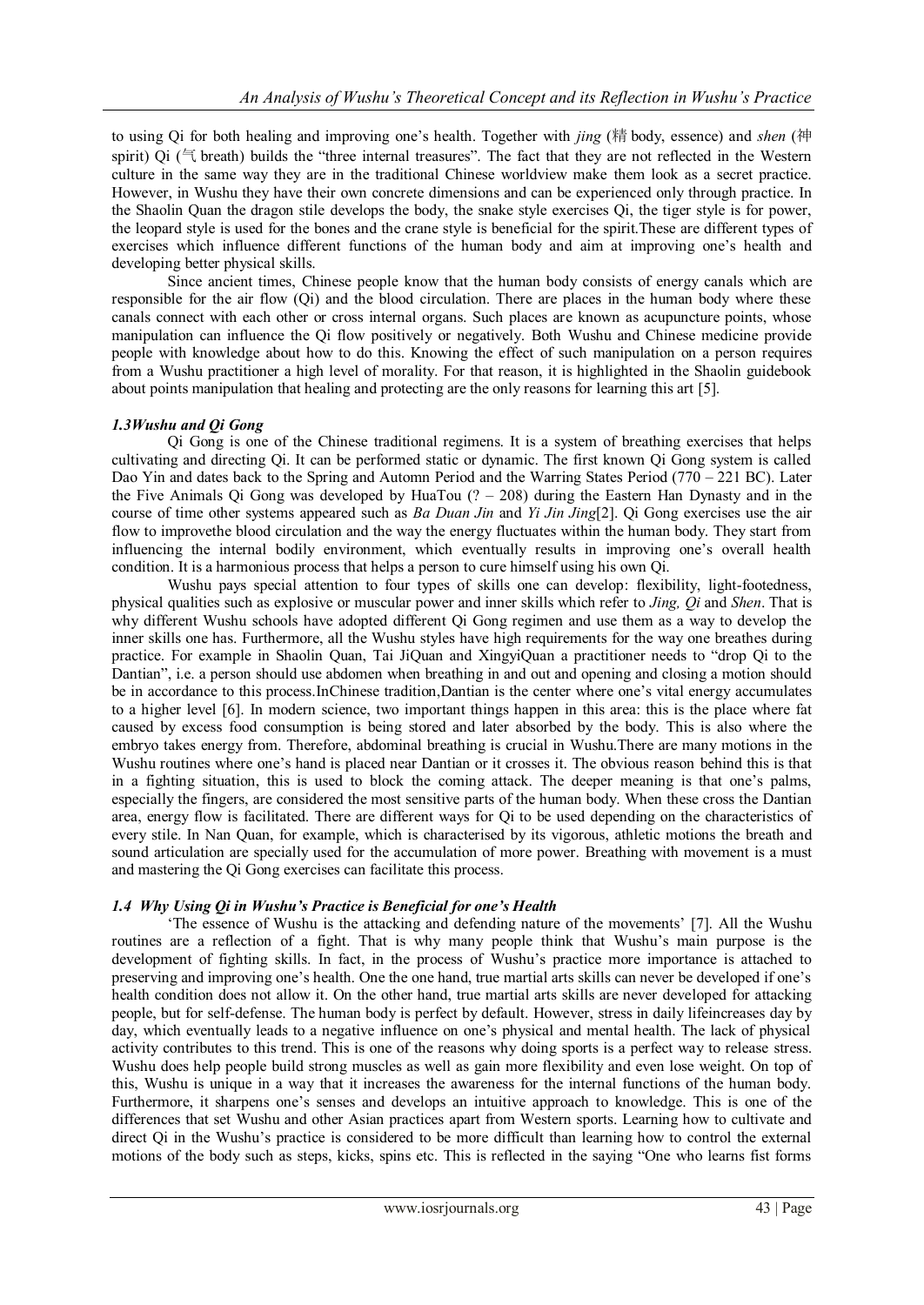to using Qi for both healing and improving one's health. Together with *jing* (精 body, essence) and *shen* (神 spirit) Qi (气 breath) builds the "three internal treasures". The fact that they are not reflected in the Western culture in the same way they are in the traditional Chinese worldview make them look as a secret practice. However, in Wushu they have their own concrete dimensions and can be experienced only through practice. In the Shaolin Quan the dragon stile develops the body, the snake style exercises Qi, the tiger style is for power, the leopard style is used for the bones and the crane style is beneficial for the spirit.These are different types of exercises which influence different functions of the human body and aim at improving one's health and developing better physical skills.

Since ancient times, Chinese people know that the human body consists of energy canals which are responsible for the air flow (Qi) and the blood circulation. There are places in the human body where these canals connect with each other or cross internal organs. Such places are known as acupuncture points, whose manipulation can influence the Qi flow positively or negatively. Both Wushu and Chinese medicine provide people with knowledge about how to do this. Knowing the effect of such manipulation on a person requires from a Wushu practitioner a high level of morality. For that reason, it is highlighted in the Shaolin guidebook about points manipulation that healing and protecting are the only reasons for learning this art [5].

### *1.3Wushu and Qi Gong*

Qi Gong is one of the Chinese traditional regimens. It is a system of breathing exercises that helps cultivating and directing Qi. It can be performed static or dynamic. The first known Qi Gong system is called Dao Yin and dates back to the Spring and Automn Period and the Warring States Period (770 – 221 BC). Later the Five Animals Qi Gong was developed by HuaTou (? – 208) during the Eastern Han Dynasty and in the course of time other systems appeared such as *Ba Duan Jin* and *Yi Jin Jing*[2]. Qi Gong exercises use the air flow to improvethe blood circulation and the way the energy fluctuates within the human body. They start from influencing the internal bodily environment, which eventually results in improving one's overall health condition. It is a harmonious process that helps a person to cure himself using his own Qi.

Wushu pays special attention to four types of skills one can develop: flexibility, light-footedness, physical qualities such as explosive or muscular power and inner skills which refer to *Jing, Qi* and *Shen*. That is why different Wushu schools have adopted different Qi Gong regimen and use them as a way to develop the inner skills one has. Furthermore, all the Wushu styles have high requirements for the way one breathes during practice. For example in Shaolin Quan, Tai JiQuan and XingyiQuan a practitioner needs to "drop Qi to the Dantian", i.e. a person should use abdomen when breathing in and out and opening and closing a motion should be in accordance to this process.InChinese tradition,Dantian is the center where one's vital energy accumulates to a higher level [6]. In modern science, two important things happen in this area: this is the place where fat caused by excess food consumption is being stored and later absorbed by the body. This is also where the embryo takes energy from. Therefore, abdominal breathing is crucial in Wushu.There are many motions in the Wushu routines where one's hand is placed near Dantian or it crosses it. The obvious reason behind this is that in a fighting situation, this is used to block the coming attack. The deeper meaning is that one's palms, especially the fingers, are considered the most sensitive parts of the human body. When these cross the Dantian area, energy flow is facilitated. There are different ways for Qi to be used depending on the characteristics of every stile. In Nan Quan, for example, which is characterised by its vigorous, athletic motions the breath and sound articulation are specially used for the accumulation of more power. Breathing with movement is a must and mastering the Qi Gong exercises can facilitate this process.

### *1.4 Why Using Qi in Wushu's Practice is Beneficial for one's Health*

'The essence of Wushu is the attacking and defending nature of the movements' [7]. All the Wushu routines are a reflection of a fight. That is why many people think that Wushu's main purpose is the development of fighting skills. In fact, in the process of Wushu's practice more importance is attached to preserving and improving one's health. One the one hand, true martial arts skills can never be developed if one's health condition does not allow it. On the other hand, true martial arts skills are never developed for attacking people, but for self-defense. The human body is perfect by default. However, stress in daily lifeincreases day by day, which eventually leads to a negative influence on one's physical and mental health. The lack of physical activity contributes to this trend. This is one of the reasons why doing sports is a perfect way to release stress. Wushu does help people build strong muscles as well as gain more flexibility and even lose weight. On top of this, Wushu is unique in a way that it increases the awareness for the internal functions of the human body. Furthermore, it sharpens one's senses and develops an intuitive approach to knowledge. This is one of the differences that set Wushu and other Asian practices apart from Western sports. Learning how to cultivate and direct Qi in the Wushu's practice is considered to be more difficult than learning how to control the external motions of the body such as steps, kicks, spins etc. This is reflected in the saying "One who learns fist forms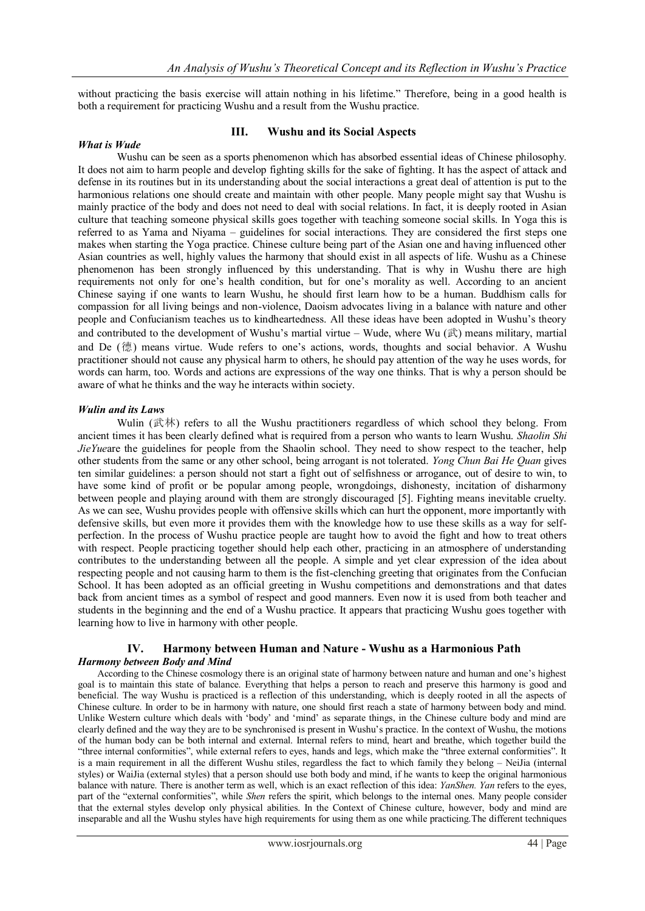without practicing the basis exercise will attain nothing in his lifetime." Therefore, being in a good health is both a requirement for practicing Wushu and a result from the Wushu practice.

## III. Wushu and its Social Aspects

***What is Wude***

Wushu can be seen as a sports phenomenon which has absorbed essential ideas of Chinese philosophy. It does not aim to harm people and develop fighting skills for the sake of fighting. It has the aspect of attack and defense in its routines but in its understanding about the social interactions a great deal of attention is put to the harmonious relations one should create and maintain with other people. Many people might say that Wushu is mainly practice of the body and does not need to deal with social relations. In fact, it is deeply rooted in Asian culture that teaching someone physical skills goes together with teaching someone social skills. In Yoga this is referred to as Yama and Niyama – guidelines for social interactions. They are considered the first steps one makes when starting the Yoga practice. Chinese culture being part of the Asian one and having influenced other Asian countries as well, highly values the harmony that should exist in all aspects of life. Wushu as a Chinese phenomenon has been strongly influenced by this understanding. That is why in Wushu there are high requirements not only for one's health condition, but for one's morality as well. According to an ancient Chinese saying if one wants to learn Wushu, he should first learn how to be a human. Buddhism calls for compassion for all living beings and non-violence, Daoism advocates living in a balance with nature and other people and Confucianism teaches us to kindheartedness. All these ideas have been adopted in Wushu's theory and contributed to the development of Wushu's martial virtue – Wude, where Wu (武) means military, martial and De (德) means virtue. Wude refers to one's actions, words, thoughts and social behavior. A Wushu practitioner should not cause any physical harm to others, he should pay attention of the way he uses words, for words can harm, too. Words and actions are expressions of the way one thinks. That is why a person should be aware of what he thinks and the way he interacts within society.

***Wulin and its Laws***

Wulin (武林) refers to all the Wushu practitioners regardless of which school they belong. From ancient times it has been clearly defined what is required from a person who wants to learn Wushu. *Shaolin Shi JieYue*are the guidelines for people from the Shaolin school. They need to show respect to the teacher, help other students from the same or any other school, being arrogant is not tolerated. *Yong Chun Bai He Quan* gives ten similar guidelines: a person should not start a fight out of selfishness or arrogance, out of desire to win, to have some kind of profit or be popular among people, wrongdoings, dishonesty, incitation of disharmony between people and playing around with them are strongly discouraged [5]. Fighting means inevitable cruelty. As we can see, Wushu provides people with offensive skills which can hurt the opponent, more importantly with defensive skills, but even more it provides them with the knowledge how to use these skills as a way for self-perfection. In the process of Wushu practice people are taught how to avoid the fight and how to treat others with respect. People practicing together should help each other, practicing in an atmosphere of understanding contributes to the understanding between all the people. A simple and yet clear expression of the idea about respecting people and not causing harm to them is the fist-clenching greeting that originates from the Confucian School. It has been adopted as an official greeting in Wushu competitions and demonstrations and that dates back from ancient times as a symbol of respect and good manners. Even now it is used from both teacher and students in the beginning and the end of a Wushu practice. It appears that practicing Wushu goes together with learning how to live in harmony with other people.

## IV. Harmony between Human and Nature - Wushu as a Harmonious Path

***Harmony between Body and Mind***

According to the Chinese cosmology there is an original state of harmony between nature and human and one's highest goal is to maintain this state of balance. Everything that helps a person to reach and preserve this harmony is good and beneficial. The way Wushu is practiced is a reflection of this understanding, which is deeply rooted in all the aspects of Chinese culture. In order to be in harmony with nature, one should first reach a state of harmony between body and mind. Unlike Western culture which deals with 'body' and 'mind' as separate things, in the Chinese culture body and mind are clearly defined and the way they are to be synchronised is present in Wushu's practice. In the context of Wushu, the motions of the human body can be both internal and external. Internal refers to mind, heart and breathe, which together build the "three internal conformities", while external refers to eyes, hands and legs, which make the "three external conformities". It is a main requirement in all the different Wushu stiles, regardless the fact to which family they belong – NeiJia (internal styles) or WaiJia (external styles) that a person should use both body and mind, if he wants to keep the original harmonious balance with nature. There is another term as well, which is an exact reflection of this idea: *YanShen. Yan* refers to the eyes, part of the "external conformities", while *Shen* refers the spirit, which belongs to the internal ones. Many people consider that the external styles develop only physical abilities. In the Context of Chinese culture, however, body and mind are inseparable and all the Wushu styles have high requirements for using them as one while practicing.The different techniques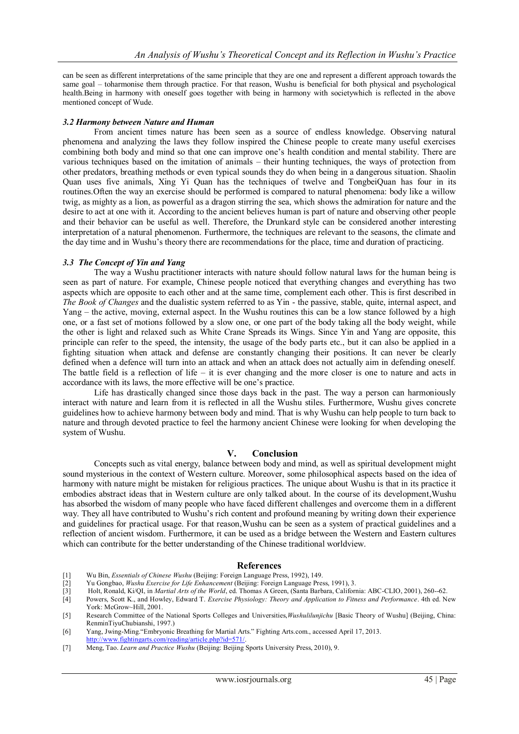can be seen as different interpretations of the same principle that they are one and represent a different approach towards the same goal – toharmonise them through practice. For that reason, Wushu is beneficial for both physical and psychological health.Being in harmony with oneself goes together with being in harmony with societywhich is reflected in the above mentioned concept of Wude.

### *3.2 Harmony between Nature and Human*

From ancient times nature has been seen as a source of endless knowledge. Observing natural phenomena and analyzing the laws they follow inspired the Chinese people to create many useful exercises combining both body and mind so that one can improve one's health condition and mental stability. There are various techniques based on the imitation of animals – their hunting techniques, the ways of protection from other predators, breathing methods or even typical sounds they do when being in a dangerous situation. Shaolin Quan uses five animals, Xing Yi Quan has the techniques of twelve and TongbeiQuan has four in its routines.Often the way an exercise should be performed is compared to natural phenomena: body like a willow twig, as mighty as a lion, as powerful as a dragon stirring the sea, which shows the admiration for nature and the desire to act at one with it. According to the ancient believes human is part of nature and observing other people and their behavior can be useful as well. Therefore, the Drunkard style can be considered another interesting interpretation of a natural phenomenon. Furthermore, the techniques are relevant to the seasons, the climate and the day time and in Wushu's theory there are recommendations for the place, time and duration of practicing.

### *3.3 The Concept of Yin and Yang*

The way a Wushu practitioner interacts with nature should follow natural laws for the human being is seen as part of nature. For example, Chinese people noticed that everything changes and everything has two aspects which are opposite to each other and at the same time, complement each other. This is first described in *The Book of Changes* and the dualistic system referred to as Yin - the passive, stable, quite, internal aspect, and Yang – the active, moving, external aspect. In the Wushu routines this can be a low stance followed by a high one, or a fast set of motions followed by a slow one, or one part of the body taking all the body weight, while the other is light and relaxed such as White Crane Spreads its Wings. Since Yin and Yang are opposite, this principle can refer to the speed, the intensity, the usage of the body parts etc., but it can also be applied in a fighting situation when attack and defense are constantly changing their positions. It can never be clearly defined when a defence will turn into an attack and when an attack does not actually aim in defending oneself. The battle field is a reflection of life – it is ever changing and the more closer is one to nature and acts in accordance with its laws, the more effective will be one's practice.

Life has drastically changed since those days back in the past. The way a person can harmoniously interact with nature and learn from it is reflected in all the Wushu stiles. Furthermore, Wushu gives concrete guidelines how to achieve harmony between body and mind. That is why Wushu can help people to turn back to nature and through devoted practice to feel the harmony ancient Chinese were looking for when developing the system of Wushu.

## V. Conclusion

Concepts such as vital energy, balance between body and mind, as well as spiritual development might sound mysterious in the context of Western culture. Moreover, some philosophical aspects based on the idea of harmony with nature might be mistaken for religious practices. The unique about Wushu is that in its practice it embodies abstract ideas that in Western culture are only talked about. In the course of its development,Wushu has absorbed the wisdom of many people who have faced different challenges and overcome them in a different way. They all have contributed to Wushu's rich content and profound meaning by writing down their experience and guidelines for practical usage. For that reason,Wushu can be seen as a system of practical guidelines and a reflection of ancient wisdom. Furthermore, it can be used as a bridge between the Western and Eastern cultures which can contribute for the better understanding of the Chinese traditional worldview.

## References

[1] Wu Bin, *Essentials of Chinese Wushu* (Beijing: Foreign Language Press, 1992), 149.

[2] Yu Gongbao, *Wushu Exercise for Life Enhancement* (Beijing: Foreign Language Press, 1991), 3.

[3] Holt, Ronald, Ki/QI, in *Martial Arts of the World*, ed. Thomas A Green, (Santa Barbara, California: ABC-CLIO, 2001), 260--62.

[4] Powers, Scott K., and Howley, Edward T. *Exercise Physiology: Theory and Application to Fitness and Performance*. 4th ed. New York: McGrow~Hill, 2001.

[5] Research Committee of the National Sports Colleges and Universities,*Wushulilunjichu* [Basic Theory of Wushu] (Beijing, China: RenminTiyuChubianshi, 1997.)

[6] Yang, Jwing-Ming."Embryonic Breathing for Martial Arts." Fighting Arts.com., accessed April 17, 2013. http://www.fightingarts.com/reading/article.php?id=571/.

[7] Meng, Tao. *Learn and Practice Wushu* (Beijing: Beijing Sports University Press, 2010), 9.